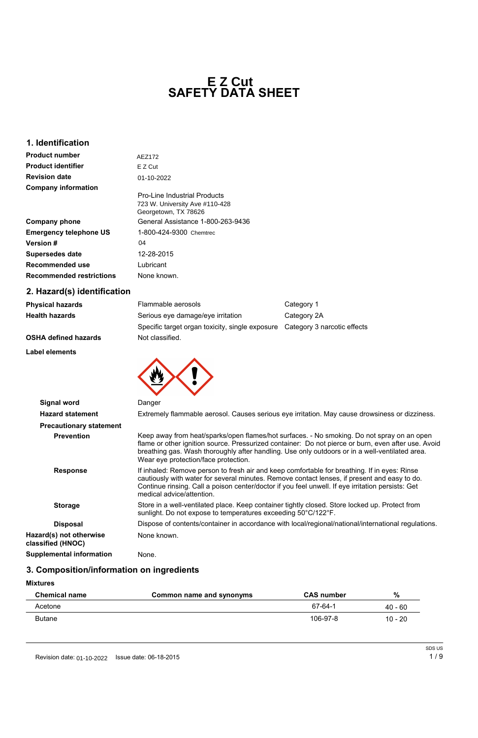# E Z Cut
# SAFETY DATA SHEET

## 1. Identification

| | |
|---|---|
| **Product number** | AEZ172 |
| **Product identifier** | E Z Cut |
| **Revision date** | 01-10-2022 |
| **Company information** | Pro-Line Industrial Products<br>723 W. University Ave #110-428<br>Georgetown, TX 78626 |
| **Company phone** | General Assistance 1-800-263-9436 |
| **Emergency telephone US** | 1-800-424-9300 Chemtrec |
| **Version #** | 04 |
| **Supersedes date** | 12-28-2015 |
| **Recommended use** | Lubricant |
| **Recommended restrictions** | None known. |

## 2. Hazard(s) identification

| | | |
|---|---|---|
| **Physical hazards** | Flammable aerosols | Category 1 |
| **Health hazards** | Serious eye damage/eye irritation | Category 2A |
| | Specific target organ toxicity, single exposure | Category 3 narcotic effects |
| **OSHA defined hazards** | Not classified. | |

**Label elements**

**Signal word** Danger

**Hazard statement** Extremely flammable aerosol. Causes serious eye irritation. May cause drowsiness or dizziness.

**Precautionary statement**

**Prevention** Keep away from heat/sparks/open flames/hot surfaces. - No smoking. Do not spray on an open flame or other ignition source. Pressurized container: Do not pierce or burn, even after use. Avoid breathing gas. Wash thoroughly after handling. Use only outdoors or in a well-ventilated area. Wear eye protection/face protection.

**Response** If inhaled: Remove person to fresh air and keep comfortable for breathing. If in eyes: Rinse cautiously with water for several minutes. Remove contact lenses, if present and easy to do. Continue rinsing. Call a poison center/doctor if you feel unwell. If eye irritation persists: Get medical advice/attention.

**Storage** Store in a well-ventilated place. Keep container tightly closed. Store locked up. Protect from sunlight. Do not expose to temperatures exceeding 50°C/122°F.

**Disposal** Dispose of contents/container in accordance with local/regional/national/international regulations.

**Hazard(s) not otherwise classified (HNOC)** None known.

**Supplemental information** None.

## 3. Composition/information on ingredients

**Mixtures**

| Chemical name | Common name and synonyms | CAS number | % |
|---|---|---|---|
| Acetone | | 67-64-1 | 40 - 60 |
| Butane | | 106-97-8 | 10 - 20 |

Revision date: 01-10-2022 Issue date: 06-18-2015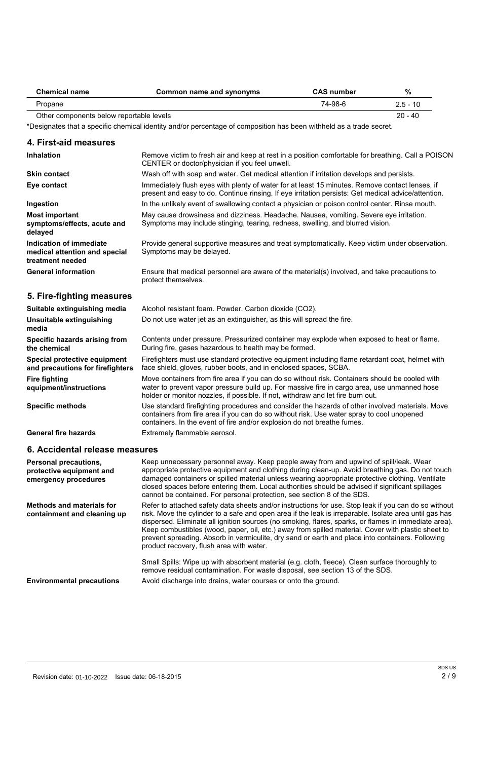| Chemical name | Common name and synonyms | CAS number | % |
| --- | --- | --- | --- |
| Propane | | 74-98-6 | 2.5 - 10 |
| Other components below reportable levels | | | 20 - 40 |

*Designates that a specific chemical identity and/or percentage of composition has been withheld as a trade secret.

## 4. First-aid measures

| | |
| --- | --- |
| **Inhalation** | Remove victim to fresh air and keep at rest in a position comfortable for breathing. Call a POISON CENTER or doctor/physician if you feel unwell. |
| **Skin contact** | Wash off with soap and water. Get medical attention if irritation develops and persists. |
| **Eye contact** | Immediately flush eyes with plenty of water for at least 15 minutes. Remove contact lenses, if present and easy to do. Continue rinsing. If eye irritation persists: Get medical advice/attention. |
| **Ingestion** | In the unlikely event of swallowing contact a physician or poison control center. Rinse mouth. |
| **Most important symptoms/effects, acute and delayed** | May cause drowsiness and dizziness. Headache. Nausea, vomiting. Severe eye irritation. Symptoms may include stinging, tearing, redness, swelling, and blurred vision. |
| **Indication of immediate medical attention and special treatment needed** | Provide general supportive measures and treat symptomatically. Keep victim under observation. Symptoms may be delayed. |
| **General information** | Ensure that medical personnel are aware of the material(s) involved, and take precautions to protect themselves. |

## 5. Fire-fighting measures

| | |
| --- | --- |
| **Suitable extinguishing media** | Alcohol resistant foam. Powder. Carbon dioxide ($CO_2$). |
| **Unsuitable extinguishing media** | Do not use water jet as an extinguisher, as this will spread the fire. |
| **Specific hazards arising from the chemical** | Contents under pressure. Pressurized container may explode when exposed to heat or flame. During fire, gases hazardous to health may be formed. |
| **Special protective equipment and precautions for firefighters** | Firefighters must use standard protective equipment including flame retardant coat, helmet with face shield, gloves, rubber boots, and in enclosed spaces, SCBA. |
| **Fire fighting equipment/instructions** | Move containers from fire area if you can do so without risk. Containers should be cooled with water to prevent vapor pressure build up. For massive fire in cargo area, use unmanned hose holder or monitor nozzles, if possible. If not, withdraw and let fire burn out. |
| **Specific methods** | Use standard firefighting procedures and consider the hazards of other involved materials. Move containers from fire area if you can do so without risk. Use water spray to cool unopened containers. In the event of fire and/or explosion do not breathe fumes. |
| **General fire hazards** | Extremely flammable aerosol. |

## 6. Accidental release measures

| | |
| --- | --- |
| **Personal precautions, protective equipment and emergency procedures** | Keep unnecessary personnel away. Keep people away from and upwind of spill/leak. Wear appropriate protective equipment and clothing during clean-up. Avoid breathing gas. Do not touch damaged containers or spilled material unless wearing appropriate protective clothing. Ventilate closed spaces before entering them. Local authorities should be advised if significant spillages cannot be contained. For personal protection, see section 8 of the SDS. |
| **Methods and materials for containment and cleaning up** | Refer to attached safety data sheets and/or instructions for use. Stop leak if you can do so without risk. Move the cylinder to a safe and open area if the leak is irreparable. Isolate area until gas has dispersed. Eliminate all ignition sources (no smoking, flares, sparks, or flames in immediate area). Keep combustibles (wood, paper, oil, etc.) away from spilled material. Cover with plastic sheet to prevent spreading. Absorb in vermiculite, dry sand or earth and place into containers. Following product recovery, flush area with water.<br><br>Small Spills: Wipe up with absorbent material (e.g. cloth, fleece). Clean surface thoroughly to remove residual contamination. For waste disposal, see section 13 of the SDS. |
| **Environmental precautions** | Avoid discharge into drains, water courses or onto the ground. |

Revision date: 01-10-2022 Issue date: 06-18-2015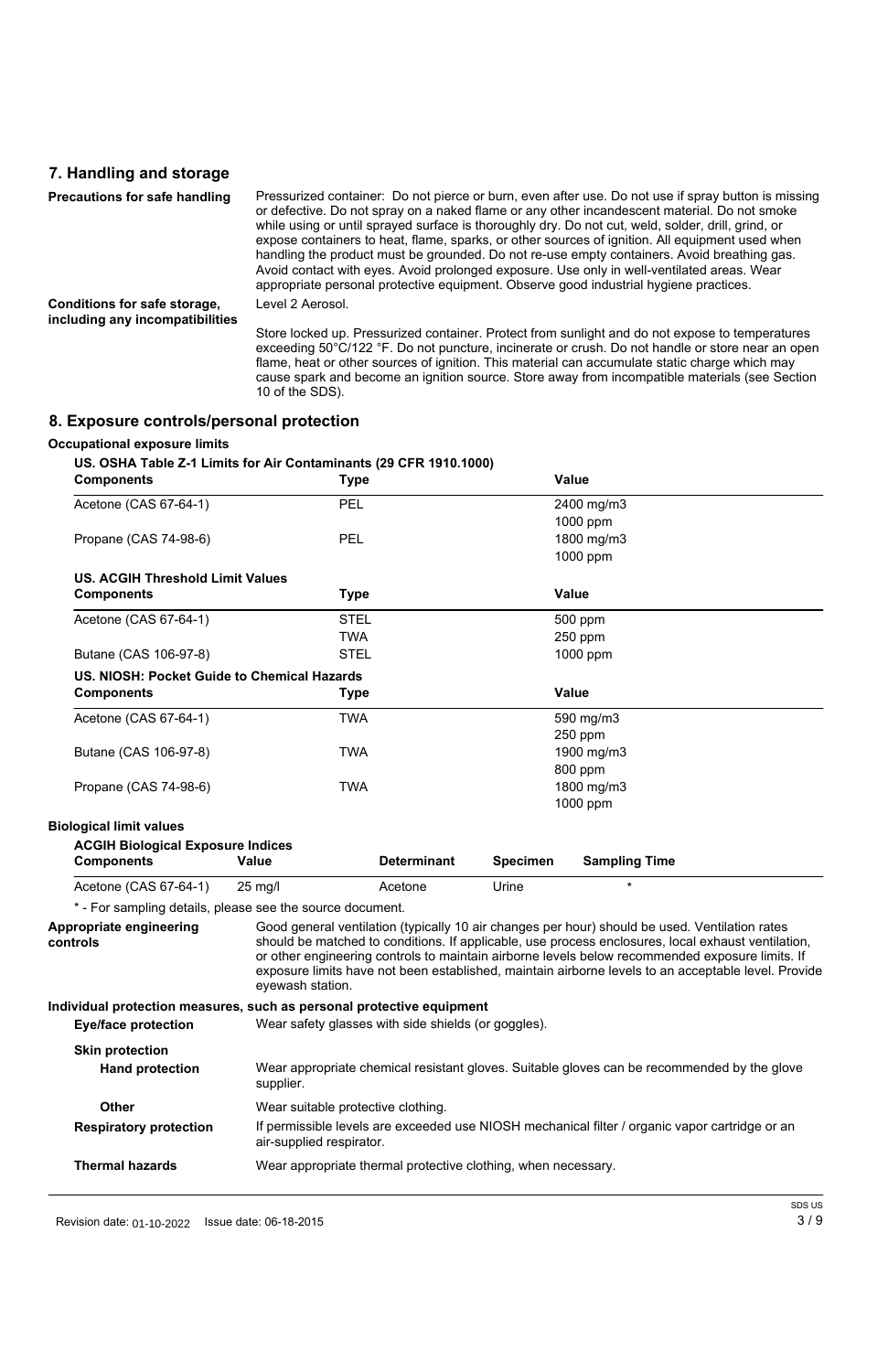## 7. Handling and storage

**Precautions for safe handling**

Pressurized container: Do not pierce or burn, even after use. Do not use if spray button is missing or defective. Do not spray on a naked flame or any other incandescent material. Do not smoke while using or until sprayed surface is thoroughly dry. Do not cut, weld, solder, drill, grind, or expose containers to heat, flame, sparks, or other sources of ignition. All equipment used when handling the product must be grounded. Do not re-use empty containers. Avoid breathing gas. Avoid contact with eyes. Avoid prolonged exposure. Use only in well-ventilated areas. Wear appropriate personal protective equipment. Observe good industrial hygiene practices.

**Conditions for safe storage, including any incompatibilities**

Level 2 Aerosol.

Store locked up. Pressurized container. Protect from sunlight and do not expose to temperatures exceeding 50°C/122 °F. Do not puncture, incinerate or crush. Do not handle or store near an open flame, heat or other sources of ignition. This material can accumulate static charge which may cause spark and become an ignition source. Store away from incompatible materials (see Section 10 of the SDS).

## 8. Exposure controls/personal protection

**Occupational exposure limits**

**US. OSHA Table Z-1 Limits for Air Contaminants (29 CFR 1910.1000)**

| Components | Type | Value |
|---|---|---|
| Acetone (CAS 67-64-1) | PEL | 2400 mg/m3 |
| | | 1000 ppm |
| Propane (CAS 74-98-6) | PEL | 1800 mg/m3 |
| | | 1000 ppm |

**US. ACGIH Threshold Limit Values**

| Components | Type | Value |
|---|---|---|
| Acetone (CAS 67-64-1) | STEL | 500 ppm |
| | TWA | 250 ppm |
| Butane (CAS 106-97-8) | STEL | 1000 ppm |

**US. NIOSH: Pocket Guide to Chemical Hazards**

| Components | Type | Value |
|---|---|---|
| Acetone (CAS 67-64-1) | TWA | 590 mg/m3 |
| | | 250 ppm |
| Butane (CAS 106-97-8) | TWA | 1900 mg/m3 |
| | | 800 ppm |
| Propane (CAS 74-98-6) | TWA | 1800 mg/m3 |
| | | 1000 ppm |

**Biological limit values**

**ACGIH Biological Exposure Indices**

| Components | Value | Determinant | Specimen | Sampling Time |
|---|---|---|---|---|
| Acetone (CAS 67-64-1) | 25 mg/l | Acetone | Urine | * |

\* - For sampling details, please see the source document.

**Appropriate engineering controls**

Good general ventilation (typically 10 air changes per hour) should be used. Ventilation rates should be matched to conditions. If applicable, use process enclosures, local exhaust ventilation, or other engineering controls to maintain airborne levels below recommended exposure limits. If exposure limits have not been established, maintain airborne levels to an acceptable level. Provide eyewash station.

**Individual protection measures, such as personal protective equipment**

**Eye/face protection**

Wear safety glasses with side shields (or goggles).

**Skin protection**

**Hand protection**

Wear appropriate chemical resistant gloves. Suitable gloves can be recommended by the glove supplier.

**Other**

Wear suitable protective clothing.

**Respiratory protection**

If permissible levels are exceeded use NIOSH mechanical filter / organic vapor cartridge or an air-supplied respirator.

**Thermal hazards**

Wear appropriate thermal protective clothing, when necessary.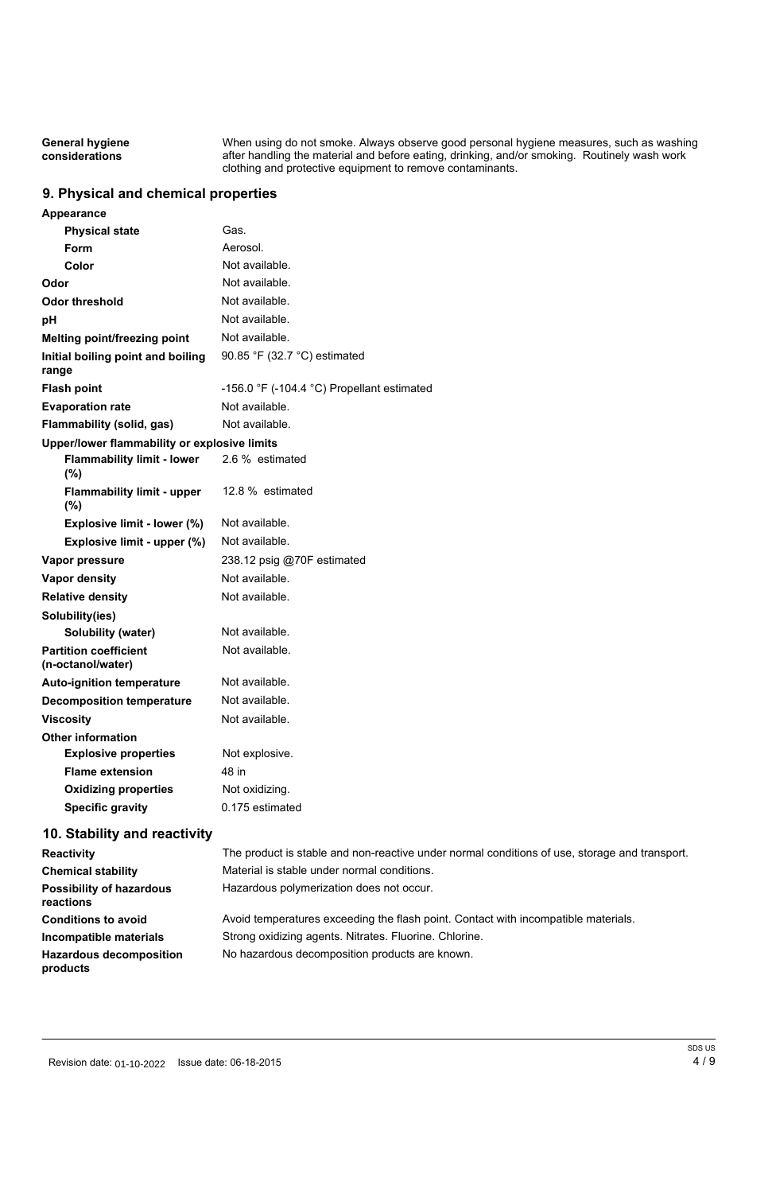| | |
|---|---|
| **General hygiene considerations** | When using do not smoke. Always observe good personal hygiene measures, such as washing after handling the material and before eating, drinking, and/or smoking. Routinely wash work clothing and protective equipment to remove contaminants. |

## 9. Physical and chemical properties

| | |
|---|---|
| **Appearance** | |
| **Physical state** | Gas. |
| **Form** | Aerosol. |
| **Color** | Not available. |
| **Odor** | Not available. |
| **Odor threshold** | Not available. |
| **pH** | Not available. |
| **Melting point/freezing point** | Not available. |
| **Initial boiling point and boiling range** | 90.85 °F (32.7 °C) estimated |
| **Flash point** | -156.0 °F (-104.4 °C) Propellant estimated |
| **Evaporation rate** | Not available. |
| **Flammability (solid, gas)** | Not available. |
| **Upper/lower flammability or explosive limits** | |
| **Flammability limit - lower (%)** | 2.6 % estimated |
| **Flammability limit - upper (%)** | 12.8 % estimated |
| **Explosive limit - lower (%)** | Not available. |
| **Explosive limit - upper (%)** | Not available. |
| **Vapor pressure** | 238.12 psig @70F estimated |
| **Vapor density** | Not available. |
| **Relative density** | Not available. |
| **Solubility(ies)** | |
| **Solubility (water)** | Not available. |
| **Partition coefficient (n-octanol/water)** | Not available. |
| **Auto-ignition temperature** | Not available. |
| **Decomposition temperature** | Not available. |
| **Viscosity** | Not available. |
| **Other information** | |
| **Explosive properties** | Not explosive. |
| **Flame extension** | 48 in |
| **Oxidizing properties** | Not oxidizing. |
| **Specific gravity** | 0.175 estimated |

## 10. Stability and reactivity

| | |
|---|---|
| **Reactivity** | The product is stable and non-reactive under normal conditions of use, storage and transport. |
| **Chemical stability** | Material is stable under normal conditions. |
| **Possibility of hazardous reactions** | Hazardous polymerization does not occur. |
| **Conditions to avoid** | Avoid temperatures exceeding the flash point. Contact with incompatible materials. |
| **Incompatible materials** | Strong oxidizing agents. Nitrates. Fluorine. Chlorine. |
| **Hazardous decomposition products** | No hazardous decomposition products are known. |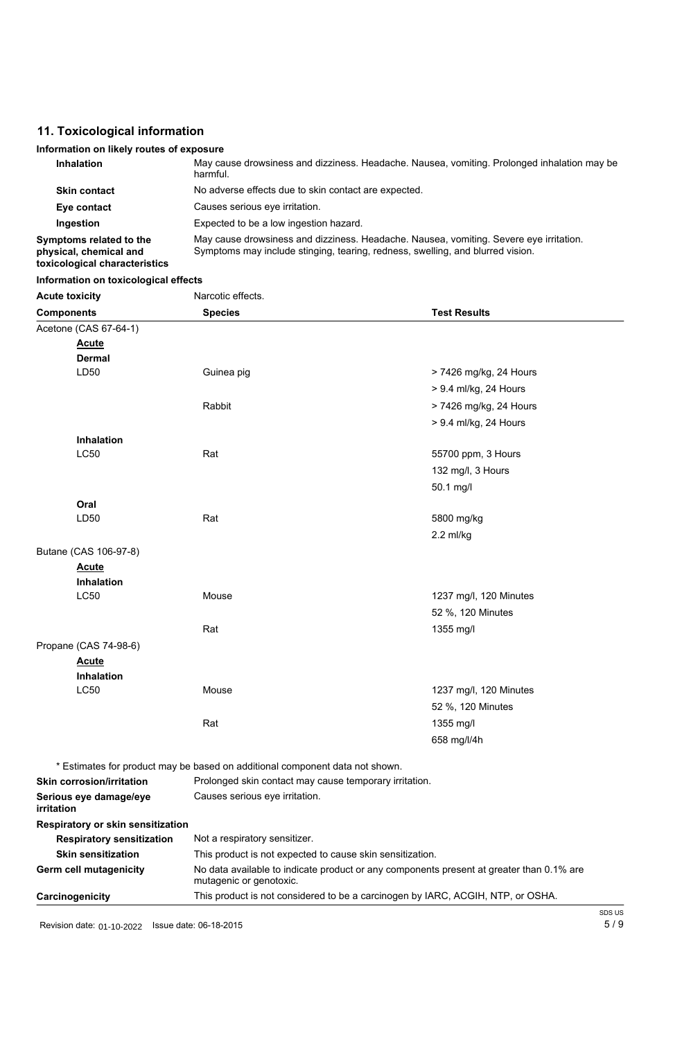## 11. Toxicological information

**Information on likely routes of exposure**

| | |
|---|---|
| **Inhalation** | May cause drowsiness and dizziness. Headache. Nausea, vomiting. Prolonged inhalation may be harmful. |
| **Skin contact** | No adverse effects due to skin contact are expected. |
| **Eye contact** | Causes serious eye irritation. |
| **Ingestion** | Expected to be a low ingestion hazard. |
| **Symptoms related to the physical, chemical and toxicological characteristics** | May cause drowsiness and dizziness. Headache. Nausea, vomiting. Severe eye irritation. Symptoms may include stinging, tearing, redness, swelling, and blurred vision. |

**Information on toxicological effects**

**Acute toxicity** Narcotic effects.

| Components | Species | Test Results |
|---|---|---|
| Acetone (CAS 67-64-1) | | |
| ***Acute*** | | |
| **Dermal** | | |
| LD50 | Guinea pig | > 7426 mg/kg, 24 Hours |
| | | > 9.4 ml/kg, 24 Hours |
| | Rabbit | > 7426 mg/kg, 24 Hours |
| | | > 9.4 ml/kg, 24 Hours |
| **Inhalation** | | |
| LC50 | Rat | 55700 ppm, 3 Hours |
| | | 132 mg/l, 3 Hours |
| | | 50.1 mg/l |
| **Oral** | | |
| LD50 | Rat | 5800 mg/kg |
| | | 2.2 ml/kg |
| Butane (CAS 106-97-8) | | |
| ***Acute*** | | |
| **Inhalation** | | |
| LC50 | Mouse | 1237 mg/l, 120 Minutes |
| | | 52 %, 120 Minutes |
| | Rat | 1355 mg/l |
| Propane (CAS 74-98-6) | | |
| ***Acute*** | | |
| **Inhalation** | | |
| LC50 | Mouse | 1237 mg/l, 120 Minutes |
| | | 52 %, 120 Minutes |
| | Rat | 1355 mg/l |
| | | 658 mg/l/4h |

\* Estimates for product may be based on additional component data not shown.

| | |
|---|---|
| **Skin corrosion/irritation** | Prolonged skin contact may cause temporary irritation. |
| **Serious eye damage/eye irritation** | Causes serious eye irritation. |

**Respiratory or skin sensitization**

| | |
|---|---|
| **Respiratory sensitization** | Not a respiratory sensitizer. |
| **Skin sensitization** | This product is not expected to cause skin sensitization. |
| **Germ cell mutagenicity** | No data available to indicate product or any components present at greater than 0.1% are mutagenic or genotoxic. |
| **Carcinogenicity** | This product is not considered to be a carcinogen by IARC, ACGIH, NTP, or OSHA. |

Revision date: 01-10-2022 Issue date: 06-18-2015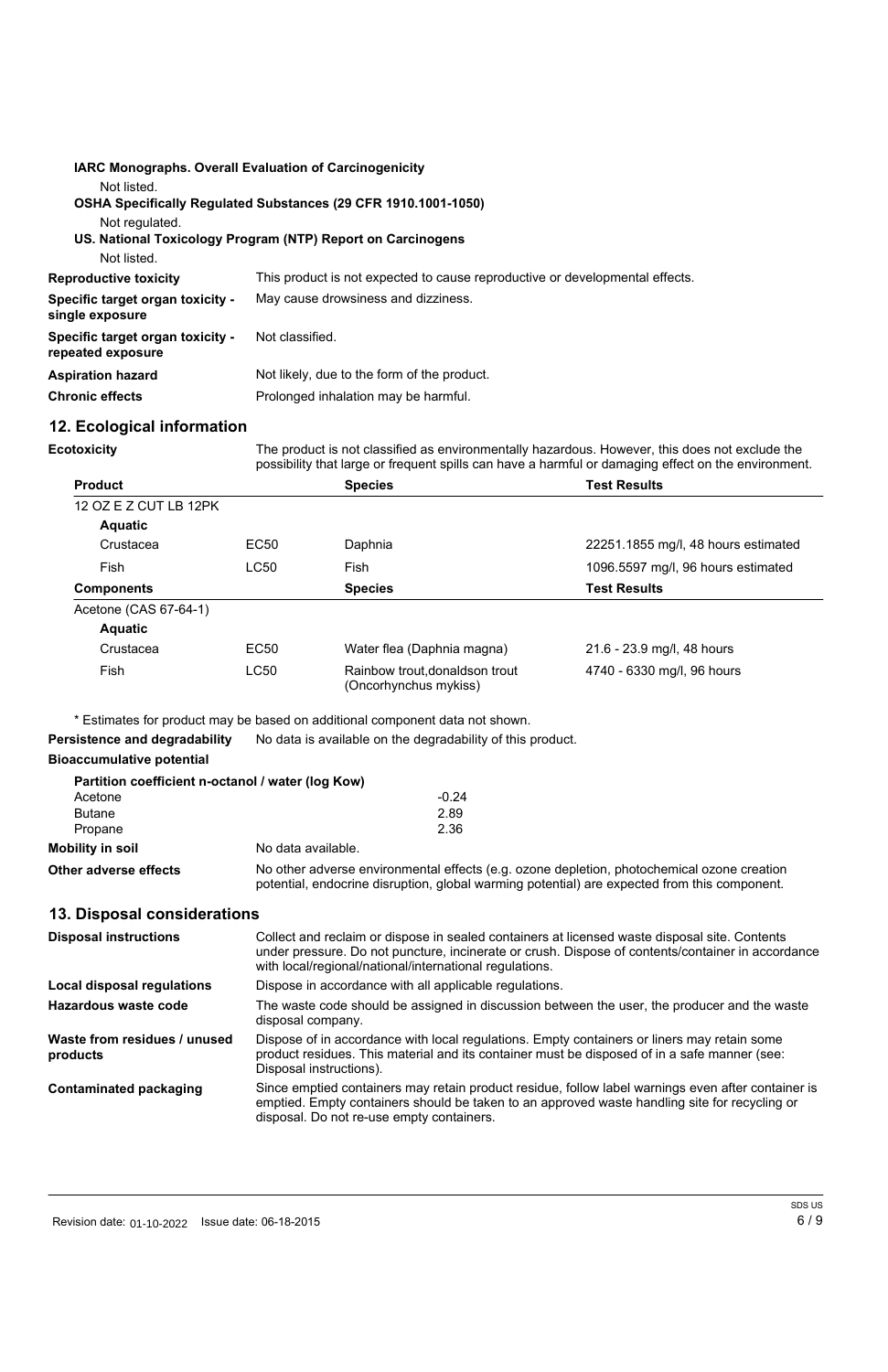**IARC Monographs. Overall Evaluation of Carcinogenicity**

Not listed.

**OSHA Specifically Regulated Substances (29 CFR 1910.1001-1050)**

Not regulated.

**US. National Toxicology Program (NTP) Report on Carcinogens**

Not listed.

**Reproductive toxicity** This product is not expected to cause reproductive or developmental effects.

**Specific target organ toxicity - single exposure** May cause drowsiness and dizziness.

**Specific target organ toxicity - repeated exposure** Not classified.

**Aspiration hazard** Not likely, due to the form of the product.

**Chronic effects** Prolonged inhalation may be harmful.

## 12. Ecological information

**Ecotoxicity** The product is not classified as environmentally hazardous. However, this does not exclude the possibility that large or frequent spills can have a harmful or damaging effect on the environment.

| Product | | Species | Test Results |
|---|---|---|---|
| 12 OZ E Z CUT LB 12PK | | | |
| **Aquatic** | | | |
| Crustacea | EC50 | Daphnia | 22251.1855 mg/l, 48 hours estimated |
| Fish | LC50 | Fish | 1096.5597 mg/l, 96 hours estimated |
| **Components** | | **Species** | **Test Results** |
| Acetone (CAS 67-64-1) | | | |
| **Aquatic** | | | |
| Crustacea | EC50 | Water flea (Daphnia magna) | 21.6 - 23.9 mg/l, 48 hours |
| Fish | LC50 | Rainbow trout,donaldson trout (Oncorhynchus mykiss) | 4740 - 6330 mg/l, 96 hours |

\* Estimates for product may be based on additional component data not shown.

**Persistence and degradability** No data is available on the degradability of this product.

**Bioaccumulative potential**

**Partition coefficient n-octanol / water (log Kow)**

| Component | log Kow |
|---|---|
| Acetone | -0.24 |
| Butane | 2.89 |
| Propane | 2.36 |

**Mobility in soil** No data available.

**Other adverse effects** No other adverse environmental effects (e.g. ozone depletion, photochemical ozone creation potential, endocrine disruption, global warming potential) are expected from this component.

## 13. Disposal considerations

**Disposal instructions** Collect and reclaim or dispose in sealed containers at licensed waste disposal site. Contents under pressure. Do not puncture, incinerate or crush. Dispose of contents/container in accordance with local/regional/national/international regulations.

**Local disposal regulations** Dispose in accordance with all applicable regulations.

**Hazardous waste code** The waste code should be assigned in discussion between the user, the producer and the waste disposal company.

**Waste from residues / unused products** Dispose of in accordance with local regulations. Empty containers or liners may retain some product residues. This material and its container must be disposed of in a safe manner (see: Disposal instructions).

**Contaminated packaging** Since emptied containers may retain product residue, follow label warnings even after container is emptied. Empty containers should be taken to an approved waste handling site for recycling or disposal. Do not re-use empty containers.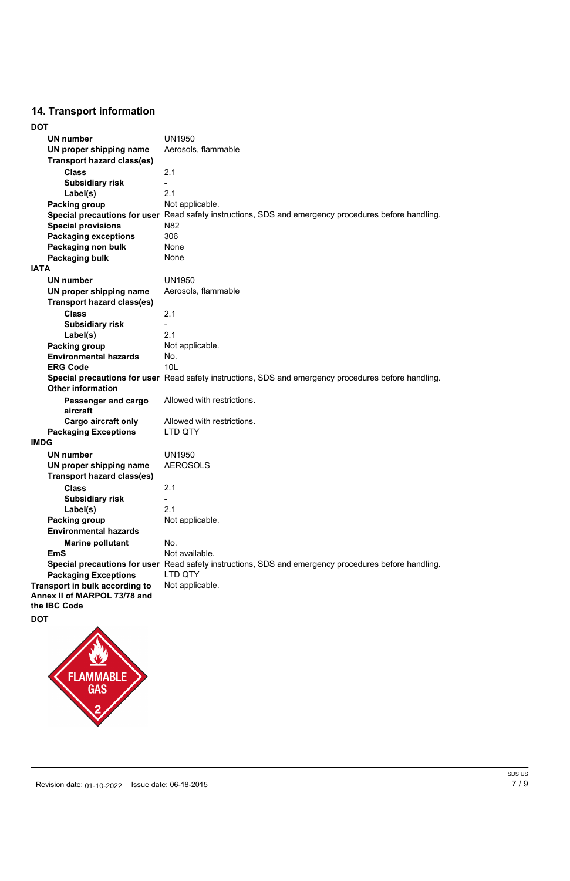## 14. Transport information

**DOT**

| | |
|---|---|
| **UN number** | UN1950 |
| **UN proper shipping name** | Aerosols, flammable |
| **Transport hazard class(es)** | |
| **Class** | 2.1 |
| **Subsidiary risk** | - |
| **Label(s)** | 2.1 |
| **Packing group** | Not applicable. |
| **Special precautions for user** | Read safety instructions, SDS and emergency procedures before handling. |
| **Special provisions** | N82 |
| **Packaging exceptions** | 306 |
| **Packaging non bulk** | None |
| **Packaging bulk** | None |

**IATA**

| | |
|---|---|
| **UN number** | UN1950 |
| **UN proper shipping name** | Aerosols, flammable |
| **Transport hazard class(es)** | |
| **Class** | 2.1 |
| **Subsidiary risk** | - |
| **Label(s)** | 2.1 |
| **Packing group** | Not applicable. |
| **Environmental hazards** | No. |
| **ERG Code** | 10L |
| **Special precautions for user** | Read safety instructions, SDS and emergency procedures before handling. |
| **Other information** | |
| **Passenger and cargo aircraft** | Allowed with restrictions. |
| **Cargo aircraft only** | Allowed with restrictions. |
| **Packaging Exceptions** | LTD QTY |

**IMDG**

| | |
|---|---|
| **UN number** | UN1950 |
| **UN proper shipping name** | AEROSOLS |
| **Transport hazard class(es)** | |
| **Class** | 2.1 |
| **Subsidiary risk** | - |
| **Label(s)** | 2.1 |
| **Packing group** | Not applicable. |
| **Environmental hazards** | |
| **Marine pollutant** | No. |
| **EmS** | Not available. |
| **Special precautions for user** | Read safety instructions, SDS and emergency procedures before handling. |
| **Packaging Exceptions** | LTD QTY |

| | |
|---|---|
| **Transport in bulk according to Annex II of MARPOL 73/78 and the IBC Code** | Not applicable. |

**DOT**

FLAMMABLE GAS 2

Revision date: 01-10-2022 Issue date: 06-18-2015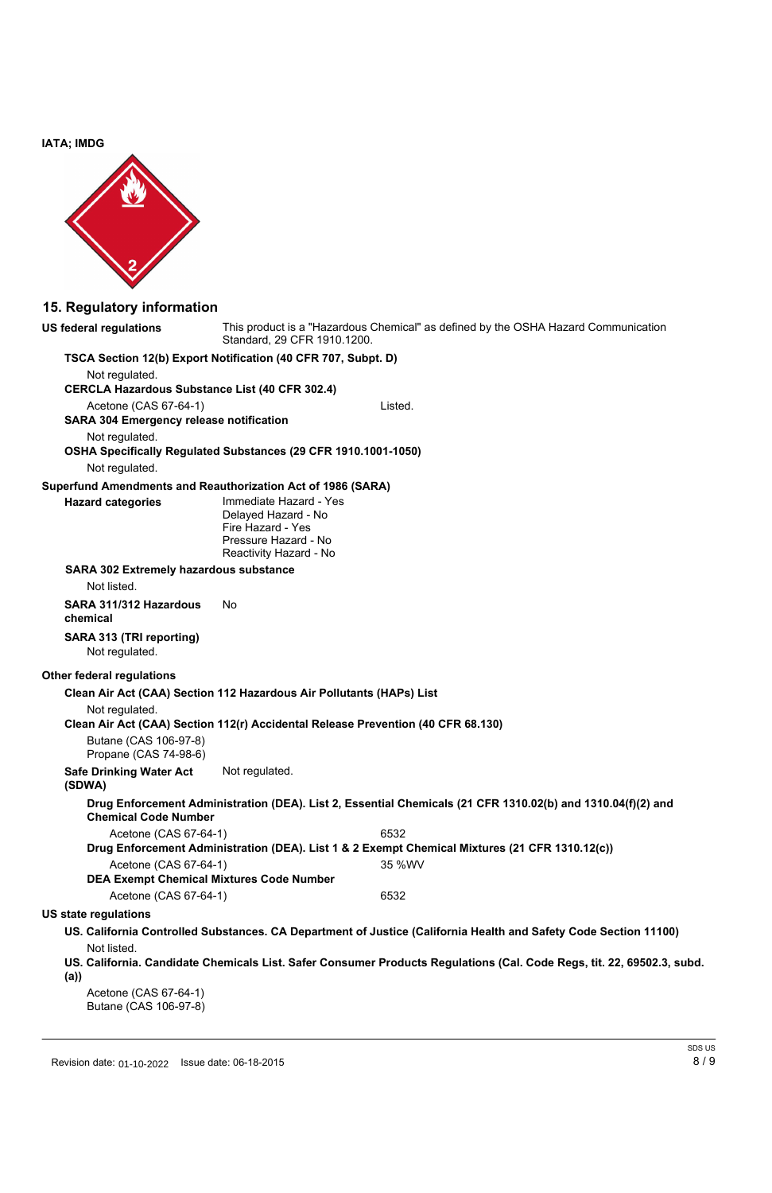**IATA; IMDG**

## 15. Regulatory information

**US federal regulations** This product is a "Hazardous Chemical" as defined by the OSHA Hazard Communication Standard, 29 CFR 1910.1200.

**TSCA Section 12(b) Export Notification (40 CFR 707, Subpt. D)**

Not regulated.

**CERCLA Hazardous Substance List (40 CFR 302.4)**

| | |
|---|---|
| Acetone (CAS 67-64-1) | Listed. |

**SARA 304 Emergency release notification**

Not regulated.

**OSHA Specifically Regulated Substances (29 CFR 1910.1001-1050)**

Not regulated.

**Superfund Amendments and Reauthorization Act of 1986 (SARA)**

**Hazard categories**

Immediate Hazard - Yes
Delayed Hazard - No
Fire Hazard - Yes
Pressure Hazard - No
Reactivity Hazard - No

**SARA 302 Extremely hazardous substance**

Not listed.

**SARA 311/312 Hazardous chemical** No

**SARA 313 (TRI reporting)**

Not regulated.

**Other federal regulations**

**Clean Air Act (CAA) Section 112 Hazardous Air Pollutants (HAPs) List**

Not regulated.

**Clean Air Act (CAA) Section 112(r) Accidental Release Prevention (40 CFR 68.130)**

Butane (CAS 106-97-8)
Propane (CAS 74-98-6)

**Safe Drinking Water Act (SDWA)** Not regulated.

**Drug Enforcement Administration (DEA). List 2, Essential Chemicals (21 CFR 1310.02(b) and 1310.04(f)(2) and Chemical Code Number**

| | |
|---|---|
| Acetone (CAS 67-64-1) | 6532 |

**Drug Enforcement Administration (DEA). List 1 & 2 Exempt Chemical Mixtures (21 CFR 1310.12(c))**

| | |
|---|---|
| Acetone (CAS 67-64-1) | 35 %WV |

**DEA Exempt Chemical Mixtures Code Number**

| | |
|---|---|
| Acetone (CAS 67-64-1) | 6532 |

**US state regulations**

**US. California Controlled Substances. CA Department of Justice (California Health and Safety Code Section 11100)**

Not listed.

**US. California. Candidate Chemicals List. Safer Consumer Products Regulations (Cal. Code Regs, tit. 22, 69502.3, subd. (a))**

Acetone (CAS 67-64-1)
Butane (CAS 106-97-8)

Revision date: 01-10-2022 Issue date: 06-18-2015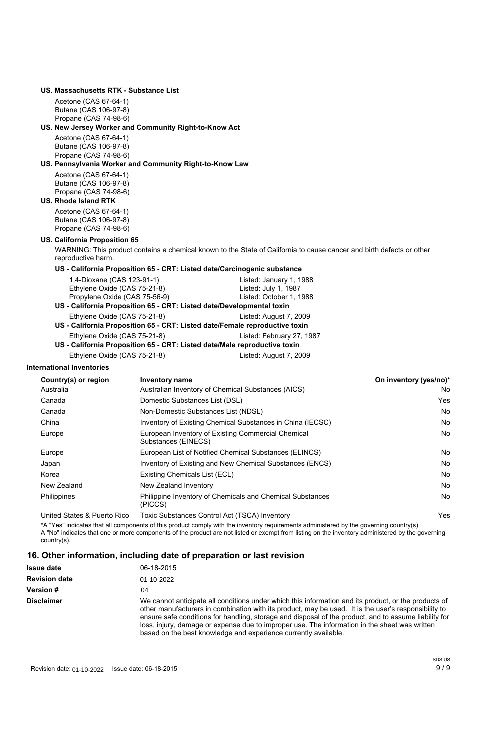**US. Massachusetts RTK - Substance List**

Acetone (CAS 67-64-1)
Butane (CAS 106-97-8)
Propane (CAS 74-98-6)

**US. New Jersey Worker and Community Right-to-Know Act**

Acetone (CAS 67-64-1)
Butane (CAS 106-97-8)
Propane (CAS 74-98-6)

**US. Pennsylvania Worker and Community Right-to-Know Law**

Acetone (CAS 67-64-1)
Butane (CAS 106-97-8)
Propane (CAS 74-98-6)

**US. Rhode Island RTK**

Acetone (CAS 67-64-1)
Butane (CAS 106-97-8)
Propane (CAS 74-98-6)

**US. California Proposition 65**

WARNING: This product contains a chemical known to the State of California to cause cancer and birth defects or other reproductive harm.

**US - California Proposition 65 - CRT: Listed date/Carcinogenic substance**

| | |
|---|---|
| 1,4-Dioxane (CAS 123-91-1) | Listed: January 1, 1988 |
| Ethylene Oxide (CAS 75-21-8) | Listed: July 1, 1987 |
| Propylene Oxide (CAS 75-56-9) | Listed: October 1, 1988 |

**US - California Proposition 65 - CRT: Listed date/Developmental toxin**

| | |
|---|---|
| Ethylene Oxide (CAS 75-21-8) | Listed: August 7, 2009 |

**US - California Proposition 65 - CRT: Listed date/Female reproductive toxin**

| | |
|---|---|
| Ethylene Oxide (CAS 75-21-8) | Listed: February 27, 1987 |

**US - California Proposition 65 - CRT: Listed date/Male reproductive toxin**

| | |
|---|---|
| Ethylene Oxide (CAS 75-21-8) | Listed: August 7, 2009 |

**International Inventories**

| Country(s) or region | Inventory name | On inventory (yes/no)* |
|---|---|---|
| Australia | Australian Inventory of Chemical Substances (AICS) | No |
| Canada | Domestic Substances List (DSL) | Yes |
| Canada | Non-Domestic Substances List (NDSL) | No |
| China | Inventory of Existing Chemical Substances in China (IECSC) | No |
| Europe | European Inventory of Existing Commercial Chemical Substances (EINECS) | No |
| Europe | European List of Notified Chemical Substances (ELINCS) | No |
| Japan | Inventory of Existing and New Chemical Substances (ENCS) | No |
| Korea | Existing Chemicals List (ECL) | No |
| New Zealand | New Zealand Inventory | No |
| Philippines | Philippine Inventory of Chemicals and Chemical Substances (PICCS) | No |
| United States & Puerto Rico | Toxic Substances Control Act (TSCA) Inventory | Yes |

*A "Yes" indicates that all components of this product comply with the inventory requirements administered by the governing country(s)
A "No" indicates that one or more components of the product are not listed or exempt from listing on the inventory administered by the governing country(s).

## 16. Other information, including date of preparation or last revision

| | |
|---|---|
| **Issue date** | 06-18-2015 |
| **Revision date** | 01-10-2022 |
| **Version #** | 04 |
| **Disclaimer** | We cannot anticipate all conditions under which this information and its product, or the products of other manufacturers in combination with its product, may be used. It is the user's responsibility to ensure safe conditions for handling, storage and disposal of the product, and to assume liability for loss, injury, damage or expense due to improper use. The information in the sheet was written based on the best knowledge and experience currently available. |